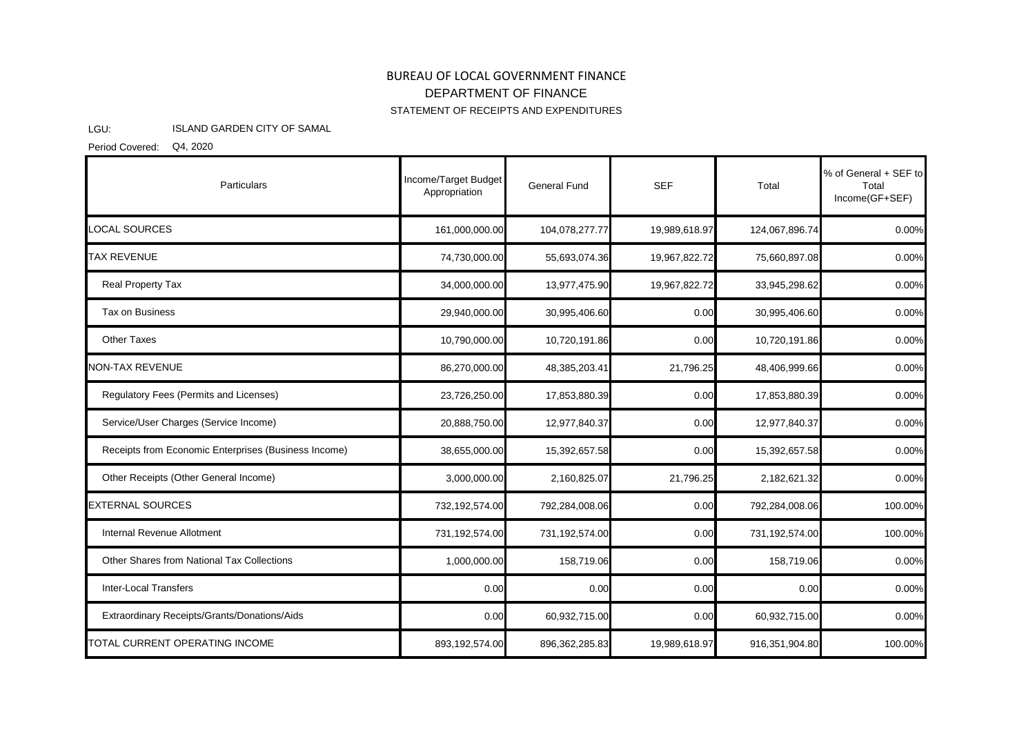# BUREAU OF LOCAL GOVERNMENT FINANCE

## DEPARTMENT OF FINANCE

### STATEMENT OF RECEIPTS AND EXPENDITURES

LGU: ISLAND GARDEN CITY OF SAMAL

Period Covered: Q4, 2020

| Particulars | Income/Target Budget Appropriation | General Fund | SEF | Total | % of General + SEF to Total Income(GF+SEF) |
|---|---|---|---|---|---|
| LOCAL SOURCES | 161,000,000.00 | 104,078,277.77 | 19,989,618.97 | 124,067,896.74 | 0.00% |
| TAX REVENUE | 74,730,000.00 | 55,693,074.36 | 19,967,822.72 | 75,660,897.08 | 0.00% |
| Real Property Tax | 34,000,000.00 | 13,977,475.90 | 19,967,822.72 | 33,945,298.62 | 0.00% |
| Tax on Business | 29,940,000.00 | 30,995,406.60 | 0.00 | 30,995,406.60 | 0.00% |
| Other Taxes | 10,790,000.00 | 10,720,191.86 | 0.00 | 10,720,191.86 | 0.00% |
| NON-TAX REVENUE | 86,270,000.00 | 48,385,203.41 | 21,796.25 | 48,406,999.66 | 0.00% |
| Regulatory Fees (Permits and Licenses) | 23,726,250.00 | 17,853,880.39 | 0.00 | 17,853,880.39 | 0.00% |
| Service/User Charges (Service Income) | 20,888,750.00 | 12,977,840.37 | 0.00 | 12,977,840.37 | 0.00% |
| Receipts from Economic Enterprises (Business Income) | 38,655,000.00 | 15,392,657.58 | 0.00 | 15,392,657.58 | 0.00% |
| Other Receipts (Other General Income) | 3,000,000.00 | 2,160,825.07 | 21,796.25 | 2,182,621.32 | 0.00% |
| EXTERNAL SOURCES | 732,192,574.00 | 792,284,008.06 | 0.00 | 792,284,008.06 | 100.00% |
| Internal Revenue Allotment | 731,192,574.00 | 731,192,574.00 | 0.00 | 731,192,574.00 | 100.00% |
| Other Shares from National Tax Collections | 1,000,000.00 | 158,719.06 | 0.00 | 158,719.06 | 0.00% |
| Inter-Local Transfers | 0.00 | 0.00 | 0.00 | 0.00 | 0.00% |
| Extraordinary Receipts/Grants/Donations/Aids | 0.00 | 60,932,715.00 | 0.00 | 60,932,715.00 | 0.00% |
| TOTAL CURRENT OPERATING INCOME | 893,192,574.00 | 896,362,285.83 | 19,989,618.97 | 916,351,904.80 | 100.00% |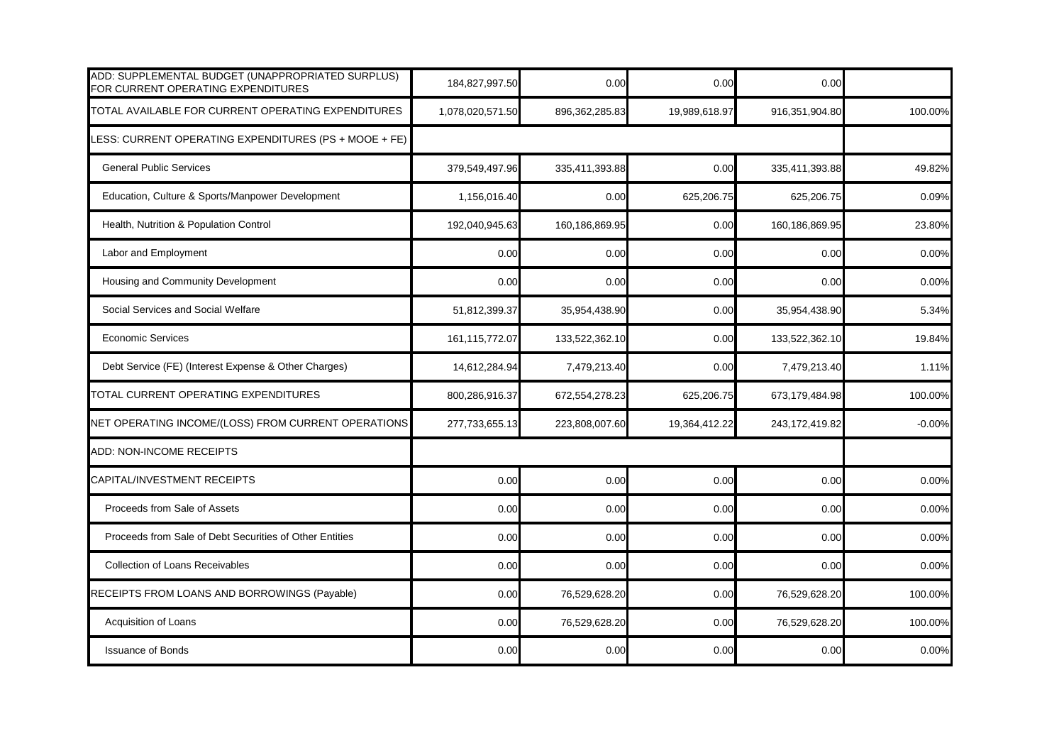| | | | | | |
|---|---|---|---|---|---|
| ADD: SUPPLEMENTAL BUDGET (UNAPPROPRIATED SURPLUS) FOR CURRENT OPERATING EXPENDITURES | 184,827,997.50 | 0.00 | 0.00 | 0.00 | |
| TOTAL AVAILABLE FOR CURRENT OPERATING EXPENDITURES | 1,078,020,571.50 | 896,362,285.83 | 19,989,618.97 | 916,351,904.80 | 100.00% |
| LESS: CURRENT OPERATING EXPENDITURES (PS + MOOE + FE) | | | | | |
| General Public Services | 379,549,497.96 | 335,411,393.88 | 0.00 | 335,411,393.88 | 49.82% |
| Education, Culture & Sports/Manpower Development | 1,156,016.40 | 0.00 | 625,206.75 | 625,206.75 | 0.09% |
| Health, Nutrition & Population Control | 192,040,945.63 | 160,186,869.95 | 0.00 | 160,186,869.95 | 23.80% |
| Labor and Employment | 0.00 | 0.00 | 0.00 | 0.00 | 0.00% |
| Housing and Community Development | 0.00 | 0.00 | 0.00 | 0.00 | 0.00% |
| Social Services and Social Welfare | 51,812,399.37 | 35,954,438.90 | 0.00 | 35,954,438.90 | 5.34% |
| Economic Services | 161,115,772.07 | 133,522,362.10 | 0.00 | 133,522,362.10 | 19.84% |
| Debt Service (FE) (Interest Expense & Other Charges) | 14,612,284.94 | 7,479,213.40 | 0.00 | 7,479,213.40 | 1.11% |
| TOTAL CURRENT OPERATING EXPENDITURES | 800,286,916.37 | 672,554,278.23 | 625,206.75 | 673,179,484.98 | 100.00% |
| NET OPERATING INCOME/(LOSS) FROM CURRENT OPERATIONS | 277,733,655.13 | 223,808,007.60 | 19,364,412.22 | 243,172,419.82 | -0.00% |
| ADD: NON-INCOME RECEIPTS | | | | | |
| CAPITAL/INVESTMENT RECEIPTS | 0.00 | 0.00 | 0.00 | 0.00 | 0.00% |
| Proceeds from Sale of Assets | 0.00 | 0.00 | 0.00 | 0.00 | 0.00% |
| Proceeds from Sale of Debt Securities of Other Entities | 0.00 | 0.00 | 0.00 | 0.00 | 0.00% |
| Collection of Loans Receivables | 0.00 | 0.00 | 0.00 | 0.00 | 0.00% |
| RECEIPTS FROM LOANS AND BORROWINGS (Payable) | 0.00 | 76,529,628.20 | 0.00 | 76,529,628.20 | 100.00% |
| Acquisition of Loans | 0.00 | 76,529,628.20 | 0.00 | 76,529,628.20 | 100.00% |
| Issuance of Bonds | 0.00 | 0.00 | 0.00 | 0.00 | 0.00% |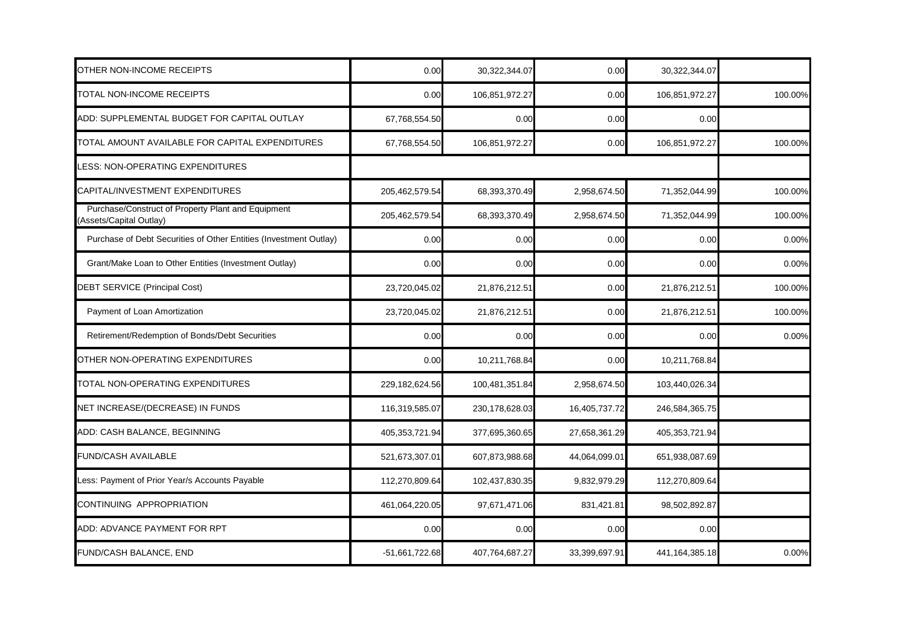| | | | | | |
|---|---|---|---|---|---|
| OTHER NON-INCOME RECEIPTS | 0.00 | 30,322,344.07 | 0.00 | 30,322,344.07 | |
| TOTAL NON-INCOME RECEIPTS | 0.00 | 106,851,972.27 | 0.00 | 106,851,972.27 | 100.00% |
| ADD: SUPPLEMENTAL BUDGET FOR CAPITAL OUTLAY | 67,768,554.50 | 0.00 | 0.00 | 0.00 | |
| TOTAL AMOUNT AVAILABLE FOR CAPITAL EXPENDITURES | 67,768,554.50 | 106,851,972.27 | 0.00 | 106,851,972.27 | 100.00% |
| LESS: NON-OPERATING EXPENDITURES | | | | | |
| CAPITAL/INVESTMENT EXPENDITURES | 205,462,579.54 | 68,393,370.49 | 2,958,674.50 | 71,352,044.99 | 100.00% |
| Purchase/Construct of Property Plant and Equipment (Assets/Capital Outlay) | 205,462,579.54 | 68,393,370.49 | 2,958,674.50 | 71,352,044.99 | 100.00% |
| Purchase of Debt Securities of Other Entities (Investment Outlay) | 0.00 | 0.00 | 0.00 | 0.00 | 0.00% |
| Grant/Make Loan to Other Entities (Investment Outlay) | 0.00 | 0.00 | 0.00 | 0.00 | 0.00% |
| DEBT SERVICE (Principal Cost) | 23,720,045.02 | 21,876,212.51 | 0.00 | 21,876,212.51 | 100.00% |
| Payment of Loan Amortization | 23,720,045.02 | 21,876,212.51 | 0.00 | 21,876,212.51 | 100.00% |
| Retirement/Redemption of Bonds/Debt Securities | 0.00 | 0.00 | 0.00 | 0.00 | 0.00% |
| OTHER NON-OPERATING EXPENDITURES | 0.00 | 10,211,768.84 | 0.00 | 10,211,768.84 | |
| TOTAL NON-OPERATING EXPENDITURES | 229,182,624.56 | 100,481,351.84 | 2,958,674.50 | 103,440,026.34 | |
| NET INCREASE/(DECREASE) IN FUNDS | 116,319,585.07 | 230,178,628.03 | 16,405,737.72 | 246,584,365.75 | |
| ADD: CASH BALANCE, BEGINNING | 405,353,721.94 | 377,695,360.65 | 27,658,361.29 | 405,353,721.94 | |
| FUND/CASH AVAILABLE | 521,673,307.01 | 607,873,988.68 | 44,064,099.01 | 651,938,087.69 | |
| Less: Payment of Prior Year/s Accounts Payable | 112,270,809.64 | 102,437,830.35 | 9,832,979.29 | 112,270,809.64 | |
| CONTINUING APPROPRIATION | 461,064,220.05 | 97,671,471.06 | 831,421.81 | 98,502,892.87 | |
| ADD: ADVANCE PAYMENT FOR RPT | 0.00 | 0.00 | 0.00 | 0.00 | |
| FUND/CASH BALANCE, END | -51,661,722.68 | 407,764,687.27 | 33,399,697.91 | 441,164,385.18 | 0.00% |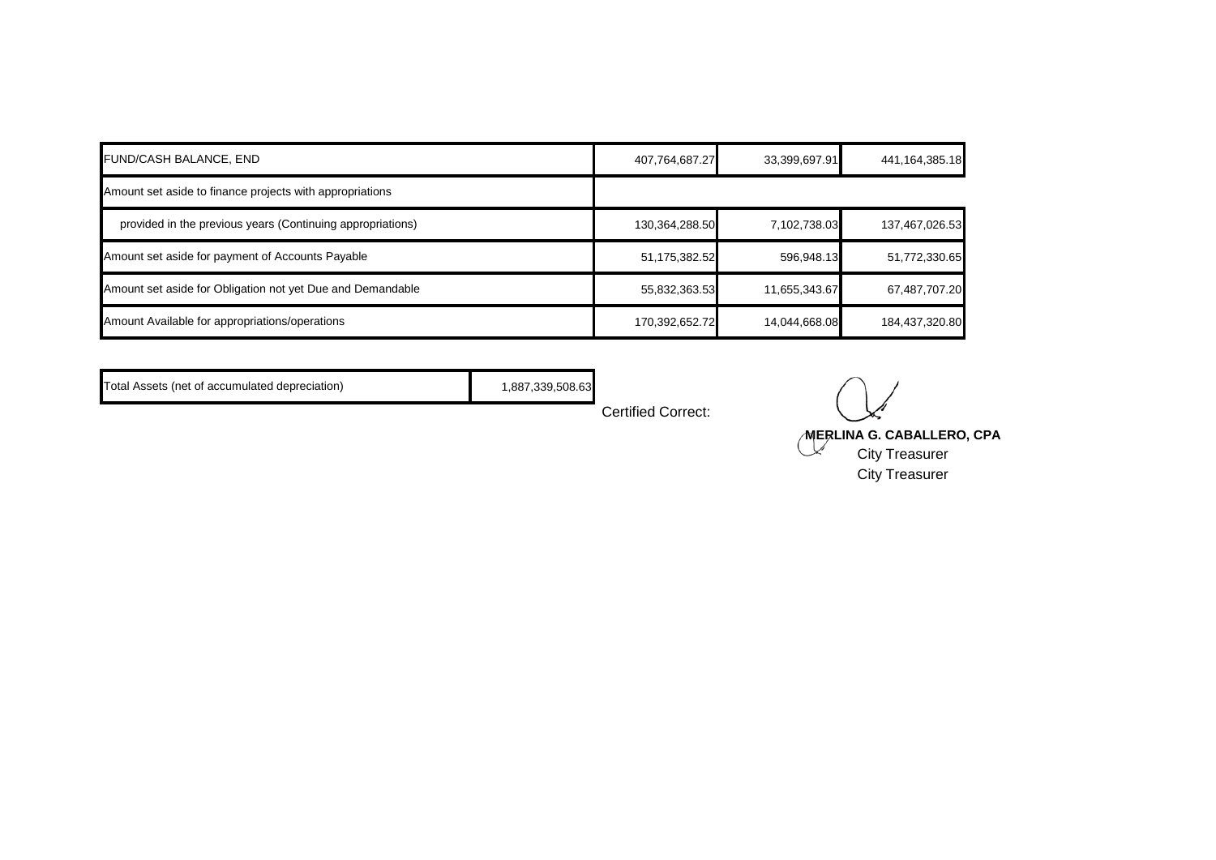| | | | |
|---|---|---|---|
| FUND/CASH BALANCE, END | 407,764,687.27 | 33,399,697.91 | 441,164,385.18 |
| Amount set aside to finance projects with appropriations | | | |
| provided in the previous years (Continuing appropriations) | 130,364,288.50 | 7,102,738.03 | 137,467,026.53 |
| Amount set aside for payment of Accounts Payable | 51,175,382.52 | 596,948.13 | 51,772,330.65 |
| Amount set aside for Obligation not yet Due and Demandable | 55,832,363.53 | 11,655,343.67 | 67,487,707.20 |
| Amount Available for appropriations/operations | 170,392,652.72 | 14,044,668.08 | 184,437,320.80 |

| | |
|---|---|
| Total Assets (net of accumulated depreciation) | 1,887,339,508.63 |

Certified Correct:

**MERLINA G. CABALLERO, CPA**
City Treasurer
City Treasurer